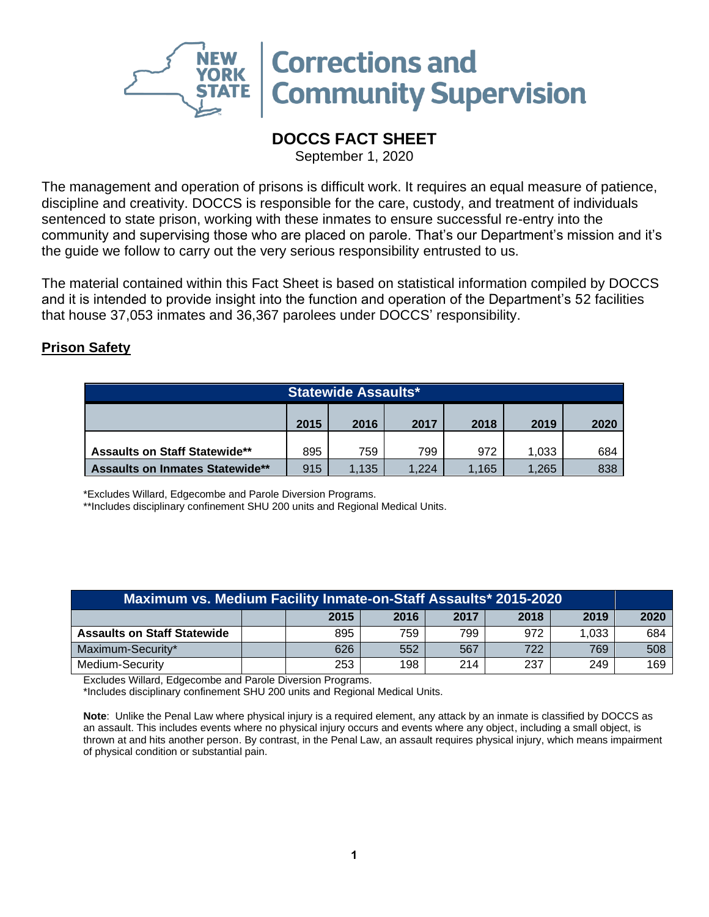# DOCCS FACT SHEET

September 1, 2020

The management and operation of prisons is difficult work. It requires an equal measure of patience, discipline and creativity. DOCCS is responsible for the care, custody, and treatment of individuals sentenced to state prison, working with these inmates to ensure successful re-entry into the community and supervising those who are placed on parole. That's our Department's mission and it's the guide we follow to carry out the very serious responsibility entrusted to us.

The material contained within this Fact Sheet is based on statistical information compiled by DOCCS and it is intended to provide insight into the function and operation of the Department's 52 facilities that house 37,053 inmates and 36,367 parolees under DOCCS' responsibility.

## Prison Safety

| Statewide Assaults* | | | | | | |
|---|---|---|---|---|---|---|
| | 2015 | 2016 | 2017 | 2018 | 2019 | 2020 |
| **Assaults on Staff Statewide**** | 895 | 759 | 799 | 972 | 1,033 | 684 |
| **Assaults on Inmates Statewide**** | 915 | 1,135 | 1,224 | 1,165 | 1,265 | 838 |

*Excludes Willard, Edgecombe and Parole Diversion Programs.
**Includes disciplinary confinement SHU 200 units and Regional Medical Units.

| Maximum vs. Medium Facility Inmate-on-Staff Assaults* 2015-2020 | | | | | | | |
|---|---|---|---|---|---|---|---|
| | | 2015 | 2016 | 2017 | 2018 | 2019 | 2020 |
| **Assaults on Staff Statewide** | | 895 | 759 | 799 | 972 | 1,033 | 684 |
| Maximum-Security* | | 626 | 552 | 567 | 722 | 769 | 508 |
| Medium-Security | | 253 | 198 | 214 | 237 | 249 | 169 |

Excludes Willard, Edgecombe and Parole Diversion Programs.
*Includes disciplinary confinement SHU 200 units and Regional Medical Units.

**Note**: Unlike the Penal Law where physical injury is a required element, any attack by an inmate is classified by DOCCS as an assault. This includes events where no physical injury occurs and events where any object, including a small object, is thrown at and hits another person. By contrast, in the Penal Law, an assault requires physical injury, which means impairment of physical condition or substantial pain.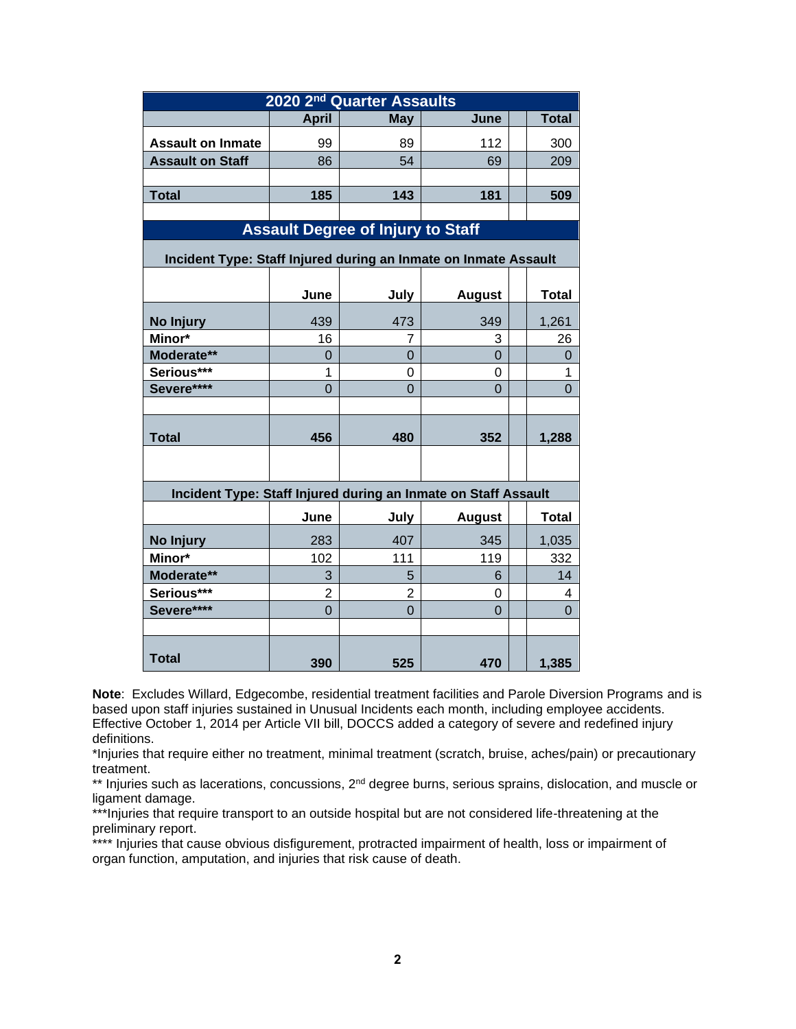| 2020 2nd Quarter Assaults | | | | |
|---|---|---|---|---|
| | April | May | June | Total |
| Assault on Inmate | 99 | 89 | 112 | 300 |
| Assault on Staff | 86 | 54 | 69 | 209 |
| **Total** | **185** | **143** | **181** | **509** |

## Assault Degree of Injury to Staff

**Incident Type: Staff Injured during an Inmate on Inmate Assault**

| | June | July | August | Total |
|---|---|---|---|---|
| No Injury | 439 | 473 | 349 | 1,261 |
| Minor* | 16 | 7 | 3 | 26 |
| Moderate** | 0 | 0 | 0 | 0 |
| Serious*** | 1 | 0 | 0 | 1 |
| Severe**** | 0 | 0 | 0 | 0 |
| **Total** | **456** | **480** | **352** | **1,288** |

**Incident Type: Staff Injured during an Inmate on Staff Assault**

| | June | July | August | Total |
|---|---|---|---|---|
| No Injury | 283 | 407 | 345 | 1,035 |
| Minor* | 102 | 111 | 119 | 332 |
| Moderate** | 3 | 5 | 6 | 14 |
| Serious*** | 2 | 2 | 0 | 4 |
| Severe**** | 0 | 0 | 0 | 0 |
| **Total** | **390** | **525** | **470** | **1,385** |

**Note**: Excludes Willard, Edgecombe, residential treatment facilities and Parole Diversion Programs and is based upon staff injuries sustained in Unusual Incidents each month, including employee accidents. Effective October 1, 2014 per Article VII bill, DOCCS added a category of severe and redefined injury definitions.

*Injuries that require either no treatment, minimal treatment (scratch, bruise, aches/pain) or precautionary treatment.

** Injuries such as lacerations, concussions, 2nd degree burns, serious sprains, dislocation, and muscle or ligament damage.

***Injuries that require transport to an outside hospital but are not considered life-threatening at the preliminary report.

**** Injuries that cause obvious disfigurement, protracted impairment of health, loss or impairment of organ function, amputation, and injuries that risk cause of death.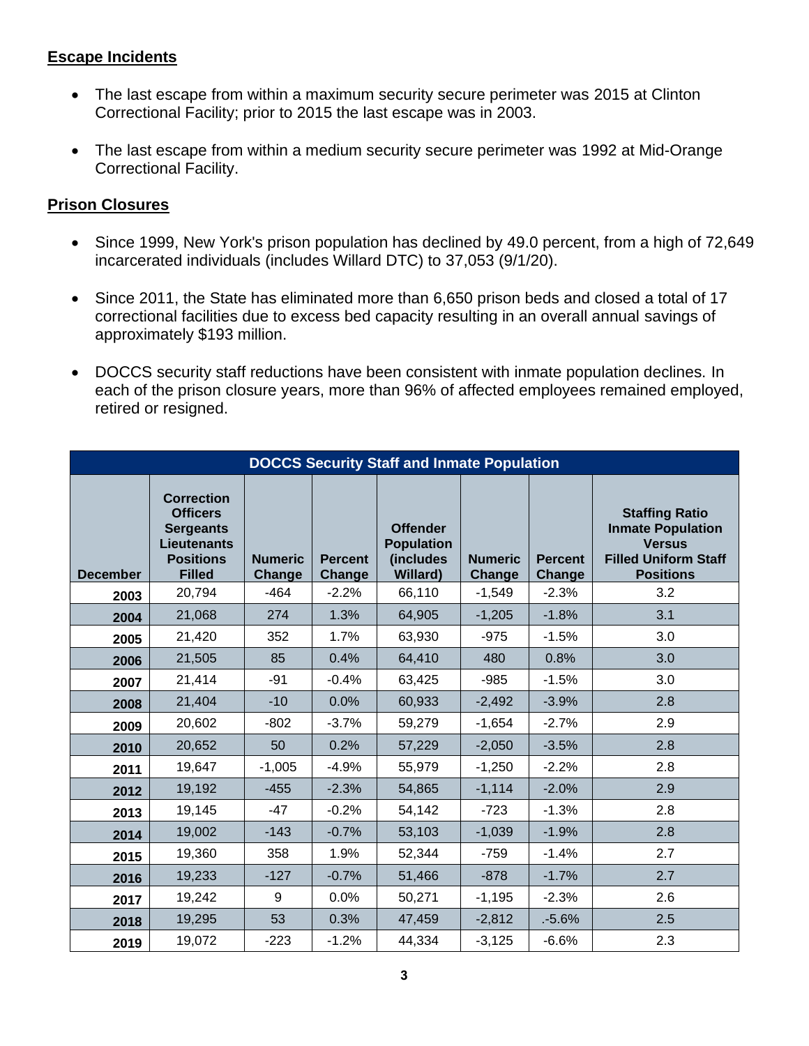## Escape Incidents

- The last escape from within a maximum security secure perimeter was 2015 at Clinton Correctional Facility; prior to 2015 the last escape was in 2003.
- The last escape from within a medium security secure perimeter was 1992 at Mid-Orange Correctional Facility.

## Prison Closures

- Since 1999, New York's prison population has declined by 49.0 percent, from a high of 72,649 incarcerated individuals (includes Willard DTC) to 37,053 (9/1/20).
- Since 2011, the State has eliminated more than 6,650 prison beds and closed a total of 17 correctional facilities due to excess bed capacity resulting in an overall annual savings of approximately $193 million.
- DOCCS security staff reductions have been consistent with inmate population declines. In each of the prison closure years, more than 96% of affected employees remained employed, retired or resigned.

| DOCCS Security Staff and Inmate Population | | | | | | | |
|---|---|---|---|---|---|---|---|
| **December** | **Correction Officers Sergeants Lieutenants Positions Filled** | **Numeric Change** | **Percent Change** | **Offender Population (includes Willard)** | **Numeric Change** | **Percent Change** | **Staffing Ratio Inmate Population Versus Filled Uniform Staff Positions** |
| 2003 | 20,794 | -464 | -2.2% | 66,110 | -1,549 | -2.3% | 3.2 |
| 2004 | 21,068 | 274 | 1.3% | 64,905 | -1,205 | -1.8% | 3.1 |
| 2005 | 21,420 | 352 | 1.7% | 63,930 | -975 | -1.5% | 3.0 |
| 2006 | 21,505 | 85 | 0.4% | 64,410 | 480 | 0.8% | 3.0 |
| 2007 | 21,414 | -91 | -0.4% | 63,425 | -985 | -1.5% | 3.0 |
| 2008 | 21,404 | -10 | 0.0% | 60,933 | -2,492 | -3.9% | 2.8 |
| 2009 | 20,602 | -802 | -3.7% | 59,279 | -1,654 | -2.7% | 2.9 |
| 2010 | 20,652 | 50 | 0.2% | 57,229 | -2,050 | -3.5% | 2.8 |
| 2011 | 19,647 | -1,005 | -4.9% | 55,979 | -1,250 | -2.2% | 2.8 |
| 2012 | 19,192 | -455 | -2.3% | 54,865 | -1,114 | -2.0% | 2.9 |
| 2013 | 19,145 | -47 | -0.2% | 54,142 | -723 | -1.3% | 2.8 |
| 2014 | 19,002 | -143 | -0.7% | 53,103 | -1,039 | -1.9% | 2.8 |
| 2015 | 19,360 | 358 | 1.9% | 52,344 | -759 | -1.4% | 2.7 |
| 2016 | 19,233 | -127 | -0.7% | 51,466 | -878 | -1.7% | 2.7 |
| 2017 | 19,242 | 9 | 0.0% | 50,271 | -1,195 | -2.3% | 2.6 |
| 2018 | 19,295 | 53 | 0.3% | 47,459 | -2,812 | .-5.6% | 2.5 |
| 2019 | 19,072 | -223 | -1.2% | 44,334 | -3,125 | -6.6% | 2.3 |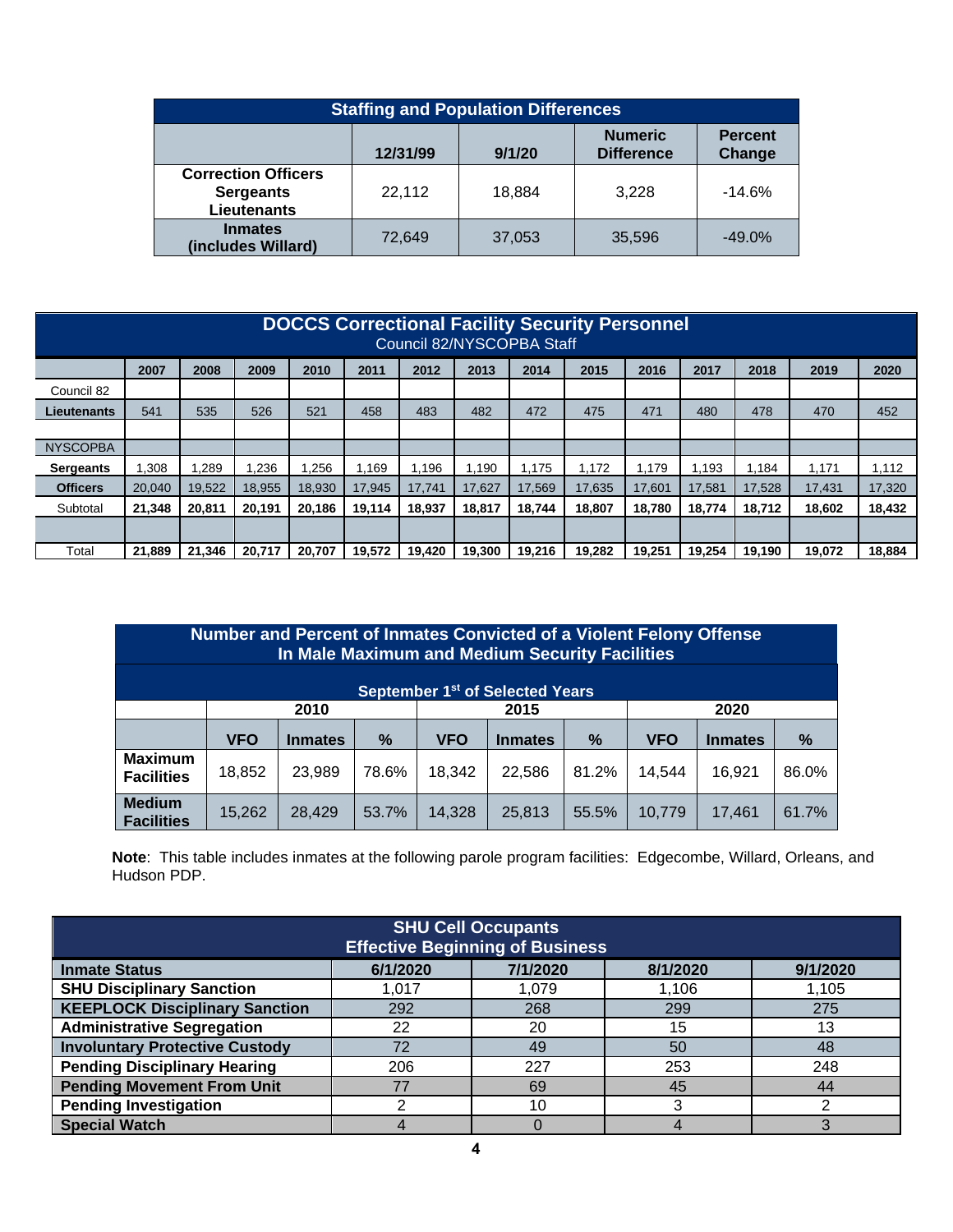| Staffing and Population Differences | | | | |
|---|---|---|---|---|
| | 12/31/99 | 9/1/20 | Numeric Difference | Percent Change |
| **Correction Officers Sergeants Lieutenants** | 22,112 | 18,884 | 3,228 | -14.6% |
| **Inmates (includes Willard)** | 72,649 | 37,053 | 35,596 | -49.0% |

| DOCCS Correctional Facility Security Personnel Council 82/NYSCOPBA Staff | | | | | | | | | | | | | | |
|---|---|---|---|---|---|---|---|---|---|---|---|---|---|---|
| | 2007 | 2008 | 2009 | 2010 | 2011 | 2012 | 2013 | 2014 | 2015 | 2016 | 2017 | 2018 | 2019 | 2020 |
| Council 82 | | | | | | | | | | | | | | |
| **Lieutenants** | 541 | 535 | 526 | 521 | 458 | 483 | 482 | 472 | 475 | 471 | 480 | 478 | 470 | 452 |
| | | | | | | | | | | | | | | |
| NYSCOPBA | | | | | | | | | | | | | | |
| **Sergeants** | 1,308 | 1,289 | 1,236 | 1,256 | 1,169 | 1,196 | 1,190 | 1,175 | 1,172 | 1,179 | 1,193 | 1,184 | 1,171 | 1,112 |
| **Officers** | 20,040 | 19,522 | 18,955 | 18,930 | 17,945 | 17,741 | 17,627 | 17,569 | 17,635 | 17,601 | 17,581 | 17,528 | 17,431 | 17,320 |
| Subtotal | **21,348** | **20,811** | **20,191** | **20,186** | **19,114** | **18,937** | **18,817** | **18,744** | **18,807** | **18,780** | **18,774** | **18,712** | **18,602** | **18,432** |
| | | | | | | | | | | | | | | |
| Total | **21,889** | **21,346** | **20,717** | **20,707** | **19,572** | **19,420** | **19,300** | **19,216** | **19,282** | **19,251** | **19,254** | **19,190** | **19,072** | **18,884** |

| Number and Percent of Inmates Convicted of a Violent Felony Offense In Male Maximum and Medium Security Facilities — September 1st of Selected Years | | | | | | | | | |
|---|---|---|---|---|---|---|---|---|---|
| | 2010 | | | 2015 | | | 2020 | | |
| | VFO | Inmates | % | VFO | Inmates | % | VFO | Inmates | % |
| **Maximum Facilities** | 18,852 | 23,989 | 78.6% | 18,342 | 22,586 | 81.2% | 14,544 | 16,921 | 86.0% |
| **Medium Facilities** | 15,262 | 28,429 | 53.7% | 14,328 | 25,813 | 55.5% | 10,779 | 17,461 | 61.7% |

**Note**: This table includes inmates at the following parole program facilities: Edgecombe, Willard, Orleans, and Hudson PDP.

| SHU Cell Occupants Effective Beginning of Business | | | | |
|---|---|---|---|---|
| **Inmate Status** | **6/1/2020** | **7/1/2020** | **8/1/2020** | **9/1/2020** |
| **SHU Disciplinary Sanction** | 1,017 | 1,079 | 1,106 | 1,105 |
| **KEEPLOCK Disciplinary Sanction** | 292 | 268 | 299 | 275 |
| **Administrative Segregation** | 22 | 20 | 15 | 13 |
| **Involuntary Protective Custody** | 72 | 49 | 50 | 48 |
| **Pending Disciplinary Hearing** | 206 | 227 | 253 | 248 |
| **Pending Movement From Unit** | 77 | 69 | 45 | 44 |
| **Pending Investigation** | 2 | 10 | 3 | 2 |
| **Special Watch** | 4 | 0 | 4 | 3 |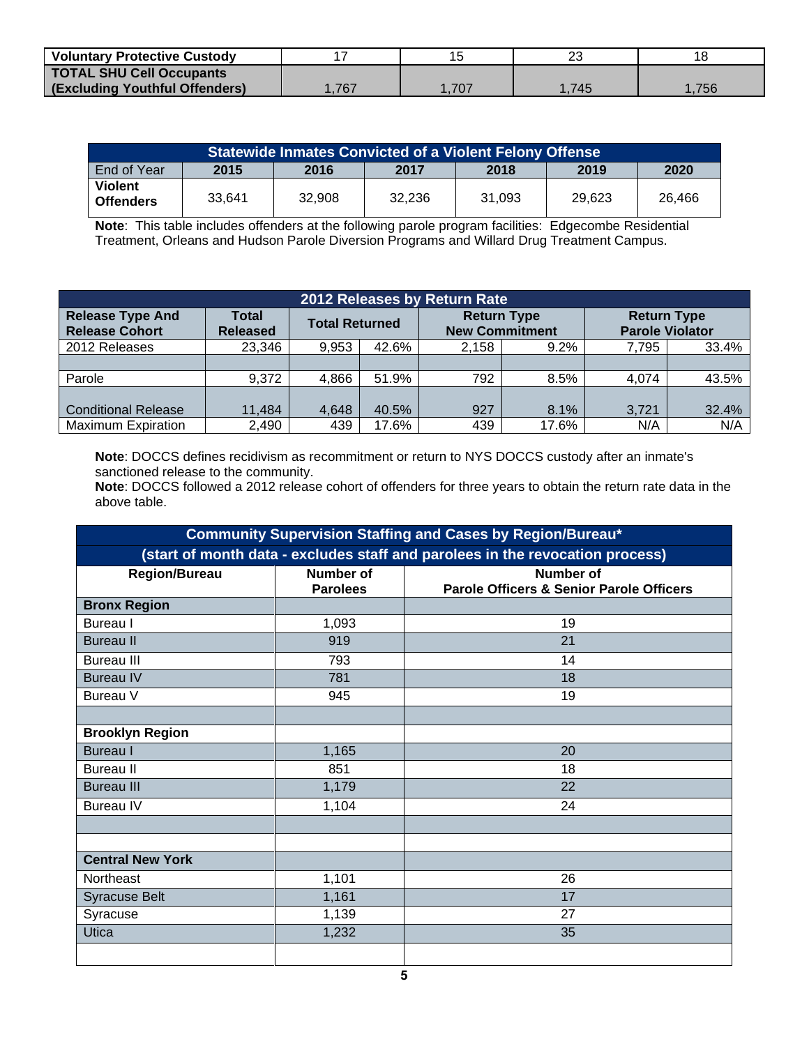| | | | | |
|---|---|---|---|---|
| **Voluntary Protective Custody** | 17 | 15 | 23 | 18 |
| **TOTAL SHU Cell Occupants (Excluding Youthful Offenders)** | 1,767 | 1,707 | 1,745 | 1,756 |

| Statewide Inmates Convicted of a Violent Felony Offense | | | | | | |
|---|---|---|---|---|---|---|
| End of Year | **2015** | **2016** | **2017** | **2018** | **2019** | **2020** |
| **Violent Offenders** | 33,641 | 32,908 | 32,236 | 31,093 | 29,623 | 26,466 |

**Note**: This table includes offenders at the following parole program facilities: Edgecombe Residential Treatment, Orleans and Hudson Parole Diversion Programs and Willard Drug Treatment Campus.

| 2012 Releases by Return Rate | | | | | | | |
|---|---|---|---|---|---|---|---|
| **Release Type And Release Cohort** | **Total Released** | **Total Returned** | | **Return Type New Commitment** | | **Return Type Parole Violator** | |
| 2012 Releases | 23,346 | 9,953 | 42.6% | 2,158 | 9.2% | 7,795 | 33.4% |
| | | | | | | | |
| Parole | 9,372 | 4,866 | 51.9% | 792 | 8.5% | 4,074 | 43.5% |
| Conditional Release | 11,484 | 4,648 | 40.5% | 927 | 8.1% | 3,721 | 32.4% |
| Maximum Expiration | 2,490 | 439 | 17.6% | 439 | 17.6% | N/A | N/A |

**Note**: DOCCS defines recidivism as recommitment or return to NYS DOCCS custody after an inmate's sanctioned release to the community.
**Note**: DOCCS followed a 2012 release cohort of offenders for three years to obtain the return rate data in the above table.

| Community Supervision Staffing and Cases by Region/Bureau* (start of month data - excludes staff and parolees in the revocation process) | | |
|---|---|---|
| **Region/Bureau** | **Number of Parolees** | **Number of Parole Officers & Senior Parole Officers** |
| **Bronx Region** | | |
| Bureau I | 1,093 | 19 |
| Bureau II | 919 | 21 |
| Bureau III | 793 | 14 |
| Bureau IV | 781 | 18 |
| Bureau V | 945 | 19 |
| | | |
| **Brooklyn Region** | | |
| Bureau I | 1,165 | 20 |
| Bureau II | 851 | 18 |
| Bureau III | 1,179 | 22 |
| Bureau IV | 1,104 | 24 |
| | | |
| | | |
| **Central New York** | | |
| Northeast | 1,101 | 26 |
| Syracuse Belt | 1,161 | 17 |
| Syracuse | 1,139 | 27 |
| Utica | 1,232 | 35 |
| | | |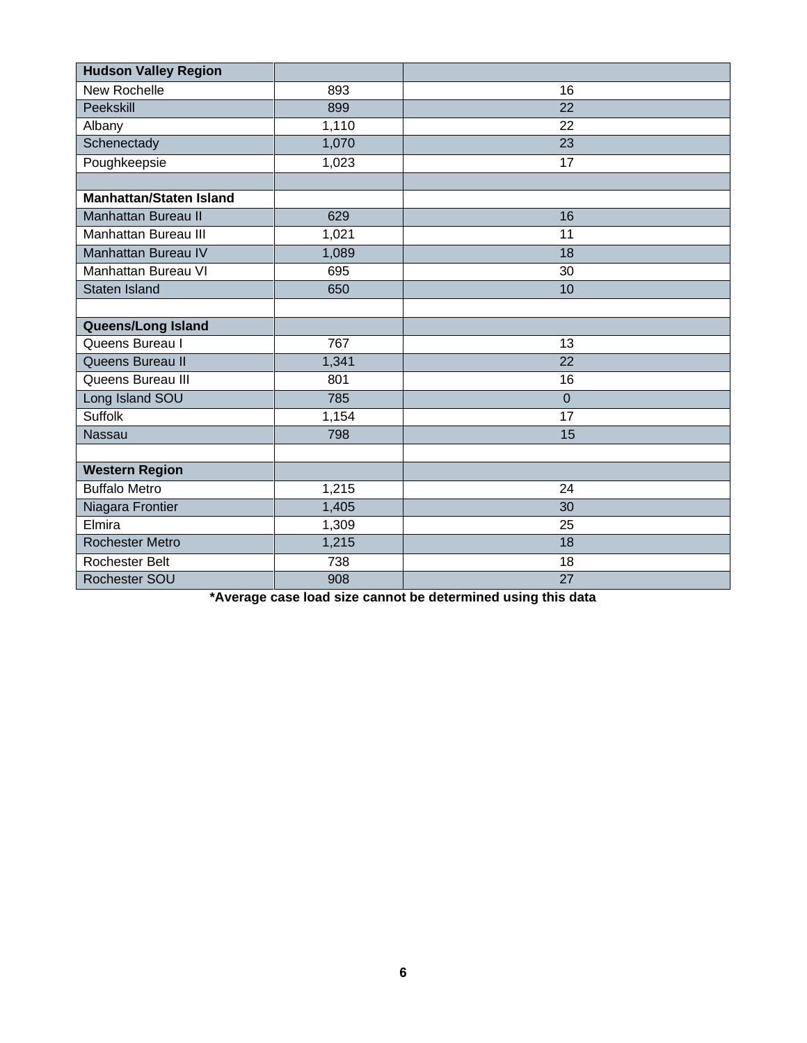| | | |
|---|---|---|
| **Hudson Valley Region** | | |
| New Rochelle | 893 | 16 |
| Peekskill | 899 | 22 |
| Albany | 1,110 | 22 |
| Schenectady | 1,070 | 23 |
| Poughkeepsie | 1,023 | 17 |
| | | |
| **Manhattan/Staten Island** | | |
| Manhattan Bureau II | 629 | 16 |
| Manhattan Bureau III | 1,021 | 11 |
| Manhattan Bureau IV | 1,089 | 18 |
| Manhattan Bureau VI | 695 | 30 |
| Staten Island | 650 | 10 |
| | | |
| **Queens/Long Island** | | |
| Queens Bureau I | 767 | 13 |
| Queens Bureau II | 1,341 | 22 |
| Queens Bureau III | 801 | 16 |
| Long Island SOU | 785 | 0 |
| Suffolk | 1,154 | 17 |
| Nassau | 798 | 15 |
| | | |
| **Western Region** | | |
| Buffalo Metro | 1,215 | 24 |
| Niagara Frontier | 1,405 | 30 |
| Elmira | 1,309 | 25 |
| Rochester Metro | 1,215 | 18 |
| Rochester Belt | 738 | 18 |
| Rochester SOU | 908 | 27 |

**\*Average case load size cannot be determined using this data**